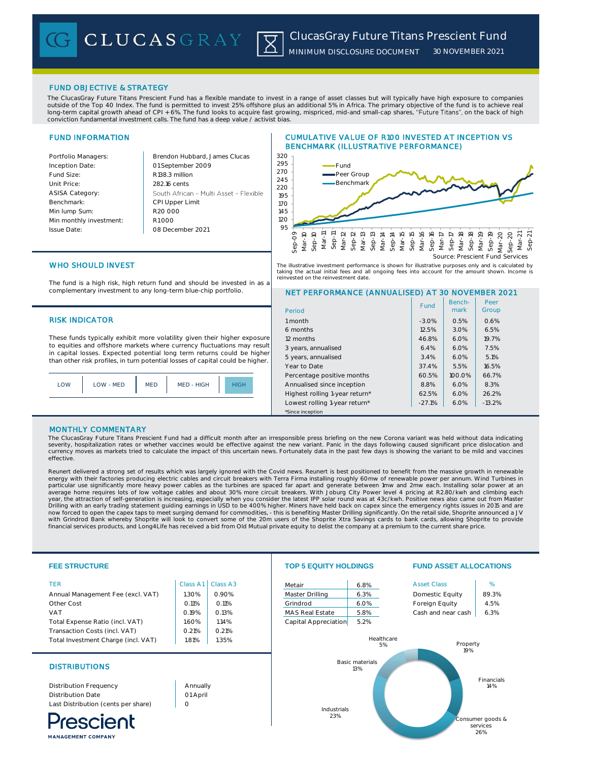# ClucasGray Future Titans Prescient Fund

MINIMUM DISCLOSURE DOCUMENT 30 NOVEMBER 2021

## FUND OBJECTIVE & STRATEGY

The ClucasGray Future Titans Prescient Fund has a flexible mandate to invest in a range of asset classes but will typically have high exposure to companies outside of the Top 40 Index. The fund is permitted to invest 25% offshore plus an additional 5% in Africa. The primary objective of the fund is to achieve real long-term capital growth ahead of CPI + 6%. The fund looks to acquire fast growing, mispriced, mid-and small-cap shares, "Future Titans", on the back of high conviction fundamental investment calls. The fund has a deep value / activist bias.

## FUND INFORMATION

| | |
|---|---|
| Portfolio Managers: | Brendon Hubbard, James Clucas |
| Inception Date: | 01 September 2009 |
| Fund Size: | R138.3 million |
| Unit Price: | 282.16 cents |
| ASISA Category: | South African – Multi Asset – Flexible |
| Benchmark: | CPI Upper Limit |
| Min lump Sum: | R20 000 |
| Min monthly investment: | R1000 |
| Issue Date: | 08 December 2021 |

## CUMULATIVE VALUE OF R100 INVESTED AT INCEPTION VS BENCHMARK (ILLUSTRATIVE PERFORMANCE)

Source: Prescient Fund Services

The illustrative investment performance is shown for illustrative purposes only and is calculated by taking the actual initial fees and all ongoing fees into account for the amount shown. Income is reinvested on the reinvestment date.

## WHO SHOULD INVEST

The fund is a high risk, high return fund and should be invested in as a complementary investment to any long-term blue-chip portfolio.

## RISK INDICATOR

These funds typically exhibit more volatility given their higher exposure to equities and offshore markets where currency fluctuations may result in capital losses. Expected potential long term returns could be higher than other risk profiles, in turn potential losses of capital could be higher.

LOW | LOW - MED | MED | MED - HIGH | **HIGH**

## NET PERFORMANCE (ANNUALISED) AT 30 NOVEMBER 2021

| Period | Fund | Benchmark | Peer Group |
|---|---|---|---|
| 1 month | -3.0% | 0.5% | 0.6% |
| 6 months | 12.5% | 3.0% | 6.5% |
| 12 months | 46.8% | 6.0% | 19.7% |
| 3 years, annualised | 6.4% | 6.0% | 7.5% |
| 5 years, annualised | 3.4% | 6.0% | 5.1% |
| Year to Date | 37.4% | 5.5% | 16.5% |
| Percentage positive months | 60.5% | 100.0% | 66.7% |
| Annualised since inception | 8.8% | 6.0% | 8.3% |
| Highest rolling 1-year return* | 62.5% | 6.0% | 26.2% |
| Lowest rolling 1-year return* | -27.1% | 6.0% | -13.2% |

*Since inception

## MONTHLY COMMENTARY

The ClucasGray Future Titans Prescient Fund had a difficult month after an irresponsible press briefing on the new Corona variant was held without data indicating severity, hospitalization rates or whether vaccines would be effective against the new variant. Panic in the days following caused significant price dislocation and currency moves as markets tried to calculate the impact of this uncertain news. Fortunately data in the past few days is showing the variant to be mild and vaccines effective.

Reunert delivered a strong set of results which was largely ignored with the Covid news. Reunert is best positioned to benefit from the massive growth in renewable energy with their factories producing electric cables and circuit breakers with Terra Firma installing roughly 60mw of renewable power per annum. Wind Turbines in particular use significantly more heavy power cables as the turbines are spaced far apart and generate between 1mw and 2mw each. Installing solar power at an average home requires lots of low voltage cables and about 30% more circuit breakers. With Joburg City Power level 4 pricing at R2.80/kwh and climbing each year, the attraction of self-generation is increasing, especially when you consider the latest IPP solar round was at 43c/kwh. Positive news also came out from Master Drilling with an early trading statement guiding earnings in USD to be 400% higher. Miners have held back on capex since the emergency rights issues in 2015 and are now forced to open the capex taps to meet surging demand for commodities, - this is benefiting Master Drilling significantly. On the retail side, Shoprite announced a JV with Grindrod Bank whereby Shoprite will look to convert some of the 20m users of the Shoprite Xtra Savings cards to bank cards, allowing Shoprite to provide financial services products, and Long4Life has received a bid from Old Mutual private equity to delist the company at a premium to the current share price.

## FEE STRUCTURE

| TER | Class A1 | Class A3 |
|---|---|---|
| Annual Management Fee (excl. VAT) | 1.30% | 0.90% |
| Other Cost | 0.11% | 0.11% |
| VAT | 0.19% | 0.13% |
| Total Expense Ratio (incl. VAT) | 1.60% | 1.14% |
| Transaction Costs (incl. VAT) | 0.21% | 0.21% |
| Total Investment Charge (incl. VAT) | 1.81% | 1.35% |

## DISTRIBUTIONS

| | |
|---|---|
| Distribution Frequency | Annually |
| Distribution Date | 01 April |
| Last Distribution (cents per share) | 0 |

## TOP 5 EQUITY HOLDINGS

| | |
|---|---|
| Metair | 6.8% |
| Master Drilling | 6.3% |
| Grindrod | 6.0% |
| MAS Real Estate | 5.8% |
| Capital Appreciation | 5.2% |

## FUND ASSET ALLOCATIONS

| Asset Class | % |
|---|---|
| Domestic Equity | 89.3% |
| Foreign Equity | 4.5% |
| Cash and near cash | 6.3% |

Healthcare 5%, Property 19%, Financials 14%, Consumer goods & services 26%, Industrials 23%, Basic materials 13%

Prescient MANAGEMENT COMPANY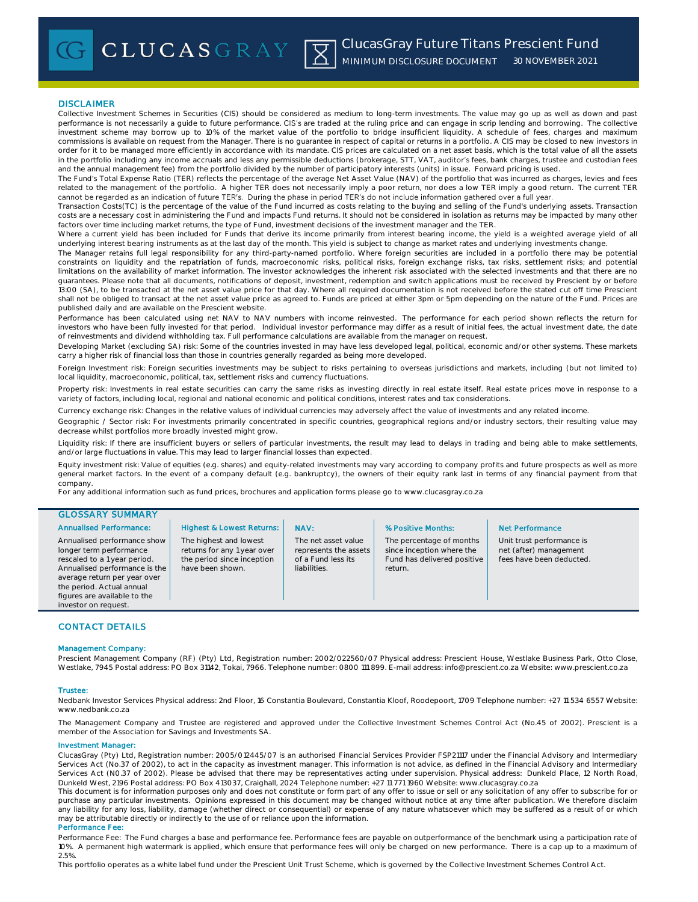# ClucasGray Future Titans Prescient Fund

MINIMUM DISCLOSURE DOCUMENT 30 NOVEMBER 2021

## DISCLAIMER

Collective Investment Schemes in Securities (CIS) should be considered as medium to long-term investments. The value may go up as well as down and past performance is not necessarily a guide to future performance. CIS's are traded at the ruling price and can engage in scrip lending and borrowing. The collective investment scheme may borrow up to 10% of the market value of the portfolio to bridge insufficient liquidity. A schedule of fees, charges and maximum commissions is available on request from the Manager. There is no guarantee in respect of capital or returns in a portfolio. A CIS may be closed to new investors in order for it to be managed more efficiently in accordance with its mandate. CIS prices are calculated on a net asset basis, which is the total value of all the assets in the portfolio including any income accruals and less any permissible deductions (brokerage, STT, VAT, auditor's fees, bank charges, trustee and custodian fees and the annual management fee) from the portfolio divided by the number of participatory interests (units) in issue. Forward pricing is used.

The Fund's Total Expense Ratio (TER) reflects the percentage of the average Net Asset Value (NAV) of the portfolio that was incurred as charges, levies and fees related to the management of the portfolio. A higher TER does not necessarily imply a poor return, nor does a low TER imply a good return. The current TER cannot be regarded as an indication of future TER's. During the phase in period TER's do not include information gathered over a full year.

Transaction Costs(TC) is the percentage of the value of the Fund incurred as costs relating to the buying and selling of the Fund's underlying assets. Transaction costs are a necessary cost in administering the Fund and impacts Fund returns. It should not be considered in isolation as returns may be impacted by many other factors over time including market returns, the type of Fund, investment decisions of the investment manager and the TER.

Where a current yield has been included for Funds that derive its income primarily from interest bearing income, the yield is a weighted average yield of all underlying interest bearing instruments as at the last day of the month. This yield is subject to change as market rates and underlying investments change.

The Manager retains full legal responsibility for any third-party-named portfolio. Where foreign securities are included in a portfolio there may be potential constraints on liquidity and the repatriation of funds, macroeconomic risks, political risks, foreign exchange risks, tax risks, settlement risks; and potential limitations on the availability of market information. The investor acknowledges the inherent risk associated with the selected investments and that there are no guarantees. Please note that all documents, notifications of deposit, investment, redemption and switch applications must be received by Prescient by or before 13:00 (SA), to be transacted at the net asset value price for that day. Where all required documentation is not received before the stated cut off time Prescient shall not be obliged to transact at the net asset value price as agreed to. Funds are priced at either 3pm or 5pm depending on the nature of the Fund. Prices are published daily and are available on the Prescient website.

Performance has been calculated using net NAV to NAV numbers with income reinvested. The performance for each period shown reflects the return for investors who have been fully invested for that period. Individual investor performance may differ as a result of initial fees, the actual investment date, the date of reinvestments and dividend withholding tax. Full performance calculations are available from the manager on request.

Developing Market (excluding SA) risk: Some of the countries invested in may have less developed legal, political, economic and/or other systems. These markets carry a higher risk of financial loss than those in countries generally regarded as being more developed.

Foreign Investment risk: Foreign securities investments may be subject to risks pertaining to overseas jurisdictions and markets, including (but not limited to) local liquidity, macroeconomic, political, tax, settlement risks and currency fluctuations.

Property risk: Investments in real estate securities can carry the same risks as investing directly in real estate itself. Real estate prices move in response to a variety of factors, including local, regional and national economic and political conditions, interest rates and tax considerations.

Currency exchange risk: Changes in the relative values of individual currencies may adversely affect the value of investments and any related income.

Geographic / Sector risk: For investments primarily concentrated in specific countries, geographical regions and/or industry sectors, their resulting value may decrease whilst portfolios more broadly invested might grow.

Liquidity risk: If there are insufficient buyers or sellers of particular investments, the result may lead to delays in trading and being able to make settlements, and/or large fluctuations in value. This may lead to larger financial losses than expected.

Equity investment risk: Value of equities (e.g. shares) and equity-related investments may vary according to company profits and future prospects as well as more general market factors. In the event of a company default (e.g. bankruptcy), the owners of their equity rank last in terms of any financial payment from that company.

For any additional information such as fund prices, brochures and application forms please go to www.clucasgray.co.za

## GLOSSARY SUMMARY

**Annualised Performance:** Annualised performance show longer term performance rescaled to a 1 year period. Annualised performance is the average return per year over the period. Actual annual figures are available to the investor on request.

**Highest & Lowest Returns:** The highest and lowest returns for any 1 year over the period since inception have been shown.

**NAV:** The net asset value represents the assets of a Fund less its liabilities.

**% Positive Months:** The percentage of months since inception where the Fund has delivered positive return.

**Net Performance:** Unit trust performance is net (after) management fees have been deducted.

## CONTACT DETAILS

### Management Company:

Prescient Management Company (RF) (Pty) Ltd, Registration number: 2002/022560/07 Physical address: Prescient House, Westlake Business Park, Otto Close, Westlake, 7945 Postal address: PO Box 31142, Tokai, 7966. Telephone number: 0800 111 899. E-mail address: info@prescient.co.za Website: www.prescient.co.za

### Trustee:

Nedbank Investor Services Physical address: 2nd Floor, 16 Constantia Boulevard, Constantia Kloof, Roodepoort, 1709 Telephone number: +27 11 534 6557 Website: www.nedbank.co.za

The Management Company and Trustee are registered and approved under the Collective Investment Schemes Control Act (No.45 of 2002). Prescient is a member of the Association for Savings and Investments SA.

### Investment Manager:

ClucasGray (Pty) Ltd, Registration number: 2005/012445/07 is an authorised Financial Services Provider FSP21117 under the Financial Advisory and Intermediary Services Act (No.37 of 2002), to act in the capacity as investment manager. This information is not advice, as defined in the Financial Advisory and Intermediary Services Act (N0.37 of 2002). Please be advised that there may be representatives acting under supervision. Physical address: Dunkeld Place, 12 North Road, Dunkeld West, 2196 Postal address: PO Box 413037, Craighall, 2024 Telephone number: +27 11 771 1960 Website: www.clucasgray.co.za

This document is for information purposes only and does not constitute or form part of any offer to issue or sell or any solicitation of any offer to subscribe for or purchase any particular investments. Opinions expressed in this document may be changed without notice at any time after publication. We therefore disclaim any liability for any loss, liability, damage (whether direct or consequential) or expense of any nature whatsoever which may be suffered as a result of or which may be attributable directly or indirectly to the use of or reliance upon the information.

### Performance Fee:

Performance Fee: The Fund charges a base and performance fee. Performance fees are payable on outperformance of the benchmark using a participation rate of 10%. A permanent high watermark is applied, which ensure that performance fees will only be charged on new performance. There is a cap up to a maximum of 2.5%.

This portfolio operates as a white label fund under the Prescient Unit Trust Scheme, which is governed by the Collective Investment Schemes Control Act.